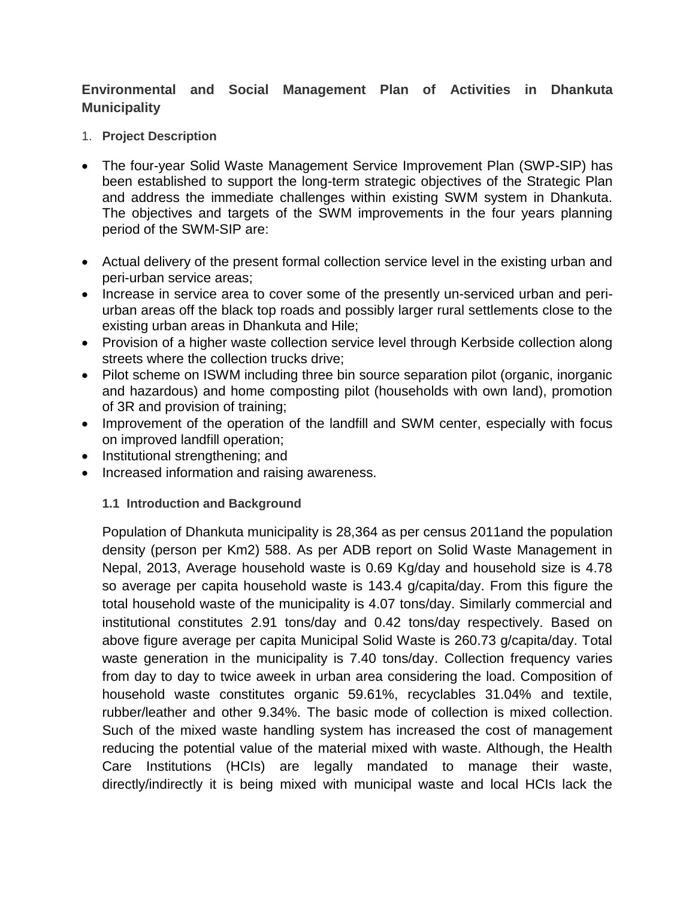# Environmental and Social Management Plan of Activities in Dhankuta Municipality

## 1. Project Description

- The four-year Solid Waste Management Service Improvement Plan (SWP-SIP) has been established to support the long-term strategic objectives of the Strategic Plan and address the immediate challenges within existing SWM system in Dhankuta. The objectives and targets of the SWM improvements in the four years planning period of the SWM-SIP are:

- Actual delivery of the present formal collection service level in the existing urban and peri-urban service areas;
- Increase in service area to cover some of the presently un-serviced urban and peri-urban areas off the black top roads and possibly larger rural settlements close to the existing urban areas in Dhankuta and Hile;
- Provision of a higher waste collection service level through Kerbside collection along streets where the collection trucks drive;
- Pilot scheme on ISWM including three bin source separation pilot (organic, inorganic and hazardous) and home composting pilot (households with own land), promotion of 3R and provision of training;
- Improvement of the operation of the landfill and SWM center, especially with focus on improved landfill operation;
- Institutional strengthening; and
- Increased information and raising awareness.

### 1.1 Introduction and Background

Population of Dhankuta municipality is 28,364 as per census 2011and the population density (person per Km2) 588. As per ADB report on Solid Waste Management in Nepal, 2013, Average household waste is 0.69 Kg/day and household size is 4.78 so average per capita household waste is 143.4 g/capita/day. From this figure the total household waste of the municipality is 4.07 tons/day. Similarly commercial and institutional constitutes 2.91 tons/day and 0.42 tons/day respectively. Based on above figure average per capita Municipal Solid Waste is 260.73 g/capita/day. Total waste generation in the municipality is 7.40 tons/day. Collection frequency varies from day to day to twice aweek in urban area considering the load. Composition of household waste constitutes organic 59.61%, recyclables 31.04% and textile, rubber/leather and other 9.34%. The basic mode of collection is mixed collection. Such of the mixed waste handling system has increased the cost of management reducing the potential value of the material mixed with waste. Although, the Health Care Institutions (HCIs) are legally mandated to manage their waste, directly/indirectly it is being mixed with municipal waste and local HCIs lack the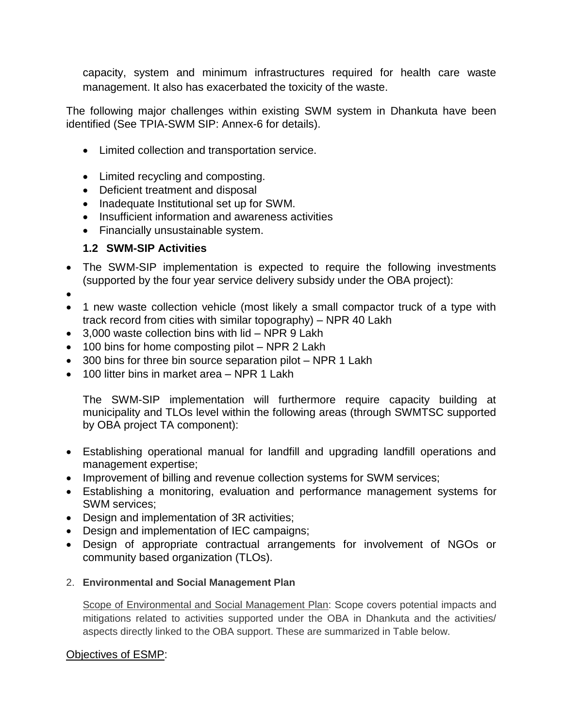capacity, system and minimum infrastructures required for health care waste management. It also has exacerbated the toxicity of the waste.

The following major challenges within existing SWM system in Dhankuta have been identified (See TPIA-SWM SIP: Annex-6 for details).

- Limited collection and transportation service.
- Limited recycling and composting.
- Deficient treatment and disposal
- Inadequate Institutional set up for SWM.
- Insufficient information and awareness activities
- Financially unsustainable system.

### 1.2 SWM-SIP Activities

- The SWM-SIP implementation is expected to require the following investments (supported by the four year service delivery subsidy under the OBA project):
- 
- 1 new waste collection vehicle (most likely a small compactor truck of a type with track record from cities with similar topography) – NPR 40 Lakh
- 3,000 waste collection bins with lid – NPR 9 Lakh
- 100 bins for home composting pilot – NPR 2 Lakh
- 300 bins for three bin source separation pilot – NPR 1 Lakh
- 100 litter bins in market area – NPR 1 Lakh

The SWM-SIP implementation will furthermore require capacity building at municipality and TLOs level within the following areas (through SWMTSC supported by OBA project TA component):

- Establishing operational manual for landfill and upgrading landfill operations and management expertise;
- Improvement of billing and revenue collection systems for SWM services;
- Establishing a monitoring, evaluation and performance management systems for SWM services;
- Design and implementation of 3R activities;
- Design and implementation of IEC campaigns;
- Design of appropriate contractual arrangements for involvement of NGOs or community based organization (TLOs).

## 2. Environmental and Social Management Plan

Scope of Environmental and Social Management Plan: Scope covers potential impacts and mitigations related to activities supported under the OBA in Dhankuta and the activities/ aspects directly linked to the OBA support. These are summarized in Table below.

Objectives of ESMP: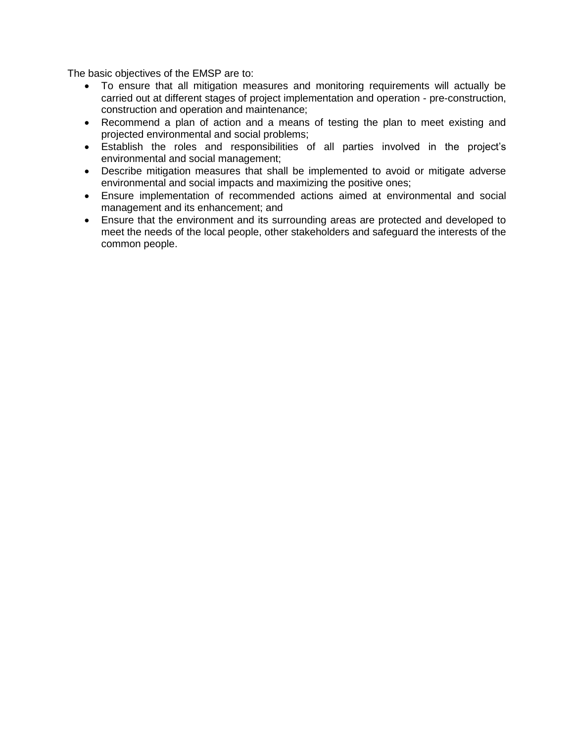The basic objectives of the EMSP are to:

- To ensure that all mitigation measures and monitoring requirements will actually be carried out at different stages of project implementation and operation - pre-construction, construction and operation and maintenance;
- Recommend a plan of action and a means of testing the plan to meet existing and projected environmental and social problems;
- Establish the roles and responsibilities of all parties involved in the project's environmental and social management;
- Describe mitigation measures that shall be implemented to avoid or mitigate adverse environmental and social impacts and maximizing the positive ones;
- Ensure implementation of recommended actions aimed at environmental and social management and its enhancement; and
- Ensure that the environment and its surrounding areas are protected and developed to meet the needs of the local people, other stakeholders and safeguard the interests of the common people.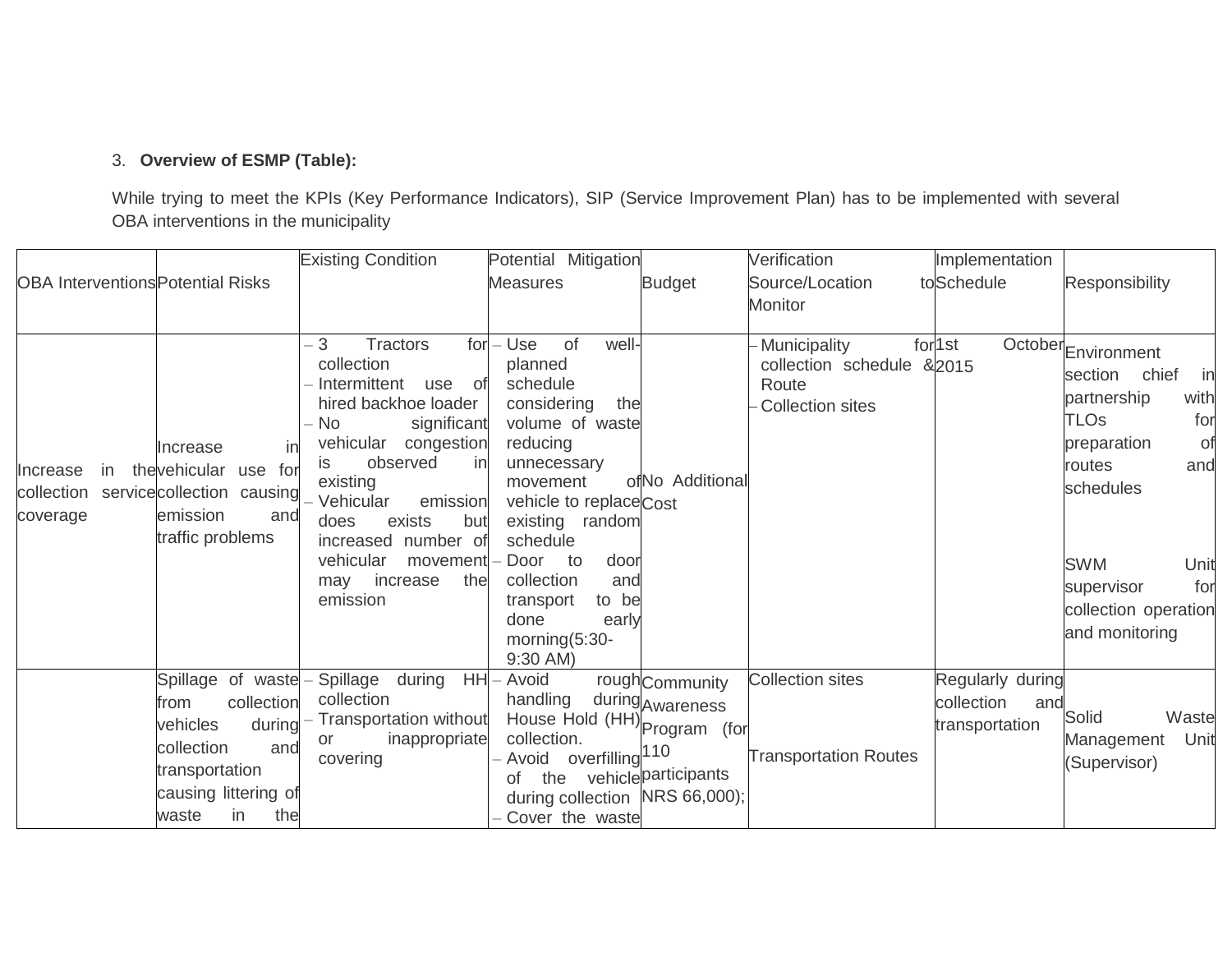3. **Overview of ESMP (Table):**

While trying to meet the KPIs (Key Performance Indicators), SIP (Service Improvement Plan) has to be implemented with several OBA interventions in the municipality

| OBA Interventions | Potential Risks | Existing Condition | Potential Mitigation Measures | Budget | Verification Source/Location to Monitor | Implementation Schedule | Responsibility |
|---|---|---|---|---|---|---|---|
| Increase in the collection service coverage | Increase in vehicular use for collection causing emission and traffic problems | – 3 Tractors for collection<br>– Intermittent use of hired backhoe loader<br>– No significant vehicular congestion is observed in existing<br>– Vehicular emission does exists but increased number of vehicular movement may increase the emission | – Use of well-planned schedule considering the volume of waste reducing unnecessary movement of vehicle to replace existing random schedule<br>– Door to door collection and transport to be done early morning(5:30-9:30 AM) | No Additional Cost | – Municipality for collection schedule & Route<br>– Collection sites | 1st October 2015 | Environment section chief in partnership with TLOs for preparation of routes and schedules<br><br>SWM Unit supervisor for collection operation and monitoring |
| | Spillage of waste from collection vehicles during collection and transportation causing littering of waste in the | – Spillage during HH collection<br>– Transportation without or inappropriate covering | – Avoid rough handling during House Hold (HH) collection.<br>– Avoid overfilling of the vehicle during collection<br>– Cover the waste | Community Awareness Program (for 110 participants NRS 66,000); | Collection sites<br><br>Transportation Routes | Regularly during collection and transportation | Solid Waste Management Unit (Supervisor) |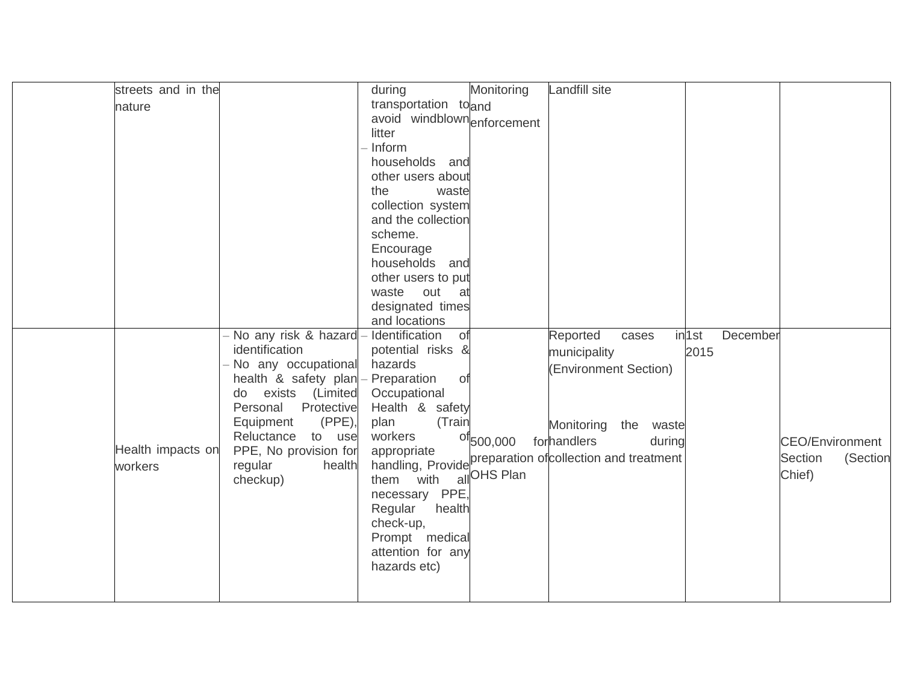| | | | | | | | |
|---|---|---|---|---|---|---|---|
| | streets and in the nature | | during transportation to avoid windblown litter<br>– Inform households and other users about the waste collection system and the collection scheme. Encourage households and other users to put waste out at designated times and locations | Monitoring and enforcement | Landfill site | | |
| | Health impacts on workers | – No any risk & hazard identification<br>– No any occupational health & safety plan do exists (Limited Personal Protective Equipment (PPE), Reluctance to use PPE, No provision for regular health checkup) | – Identification of potential risks & hazards<br>– Preparation of Occupational Health & safety plan (Train workers of appropriate handling, Provide them with all necessary PPE, Regular health check-up, Prompt medical attention for any hazards etc) | 500,000 for preparation of OHS Plan | Reported cases in municipality (Environment Section)<br><br>Monitoring the waste handlers during collection and treatment | 1st December 2015 | CEO/Environment Section (Section Chief) |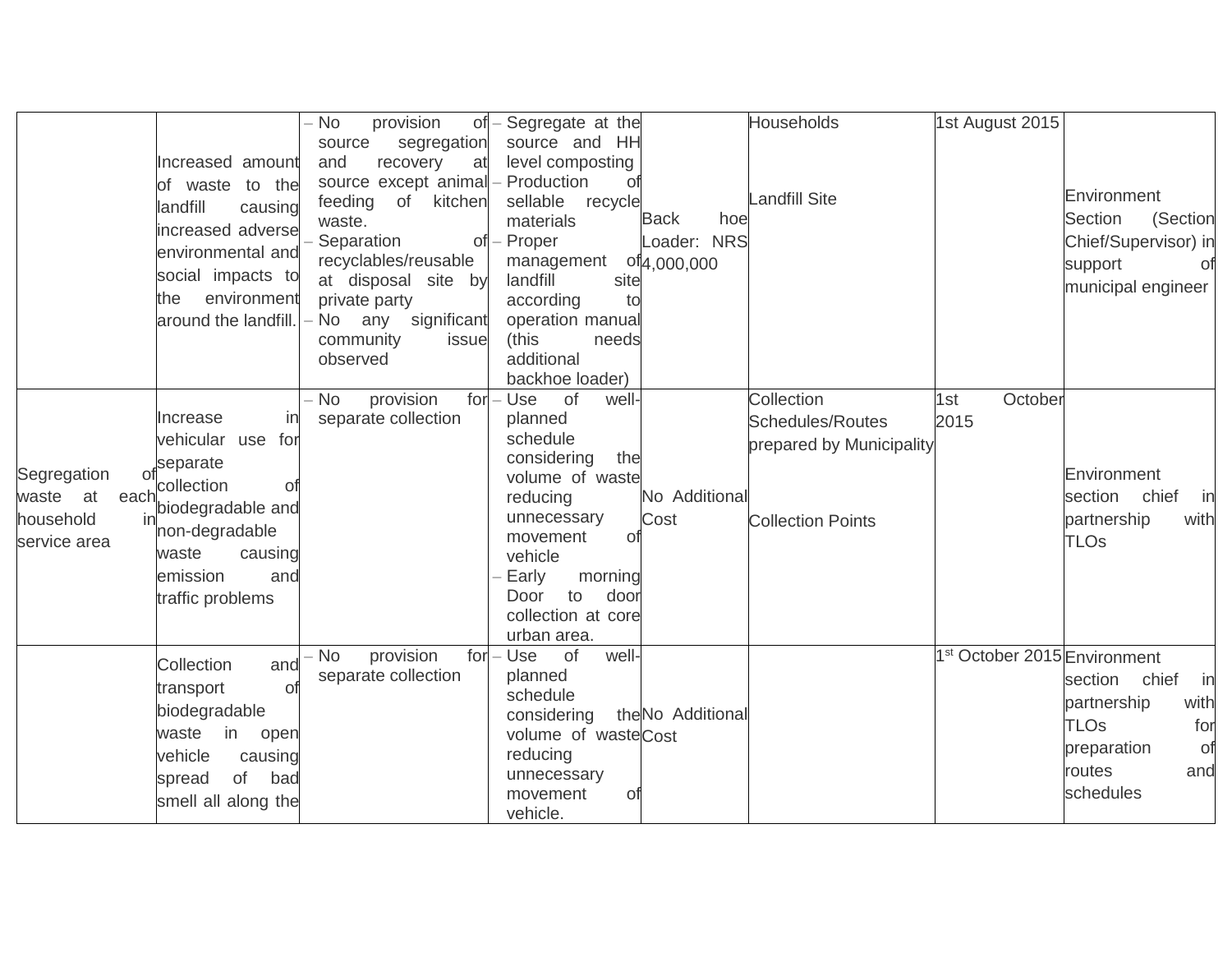| | | | | | | | |
|---|---|---|---|---|---|---|---|
| | Increased amount of waste to the landfill causing increased adverse environmental and social impacts to the environment around the landfill. | – No provision of source segregation and recovery at source except animal feeding of kitchen waste.<br>– Separation of recyclables/reusable at disposal site by private party<br>– No any significant community issue observed | – Segregate at the source and HH level composting<br>– Production of sellable recycle materials<br>– Proper management of landfill site according to operation manual (this needs additional backhoe loader) | Back hoe Loader: NRS 4,000,000 | Households<br><br>Landfill Site | 1st August 2015 | Environment Section (Section Chief/Supervisor) in support of municipal engineer |
| Segregation of waste at each household in service area | Increase in vehicular use for separate collection of biodegradable and non-degradable waste causing emission and traffic problems | – No provision for separate collection | – Use of well-planned schedule considering the volume of waste reducing unnecessary movement of vehicle<br>– Early morning Door to door collection at core urban area. | No Additional Cost | Collection Schedules/Routes prepared by Municipality<br><br>Collection Points | 1st October 2015 | Environment section chief in partnership with TLOs |
| | Collection and transport of biodegradable waste in open vehicle causing spread of bad smell all along the | – No provision for separate collection | – Use of well-planned schedule considering the volume of waste reducing unnecessary movement of vehicle. | No Additional Cost | | 1st October 2015 | Environment section chief in partnership with TLOs for preparation of routes and schedules |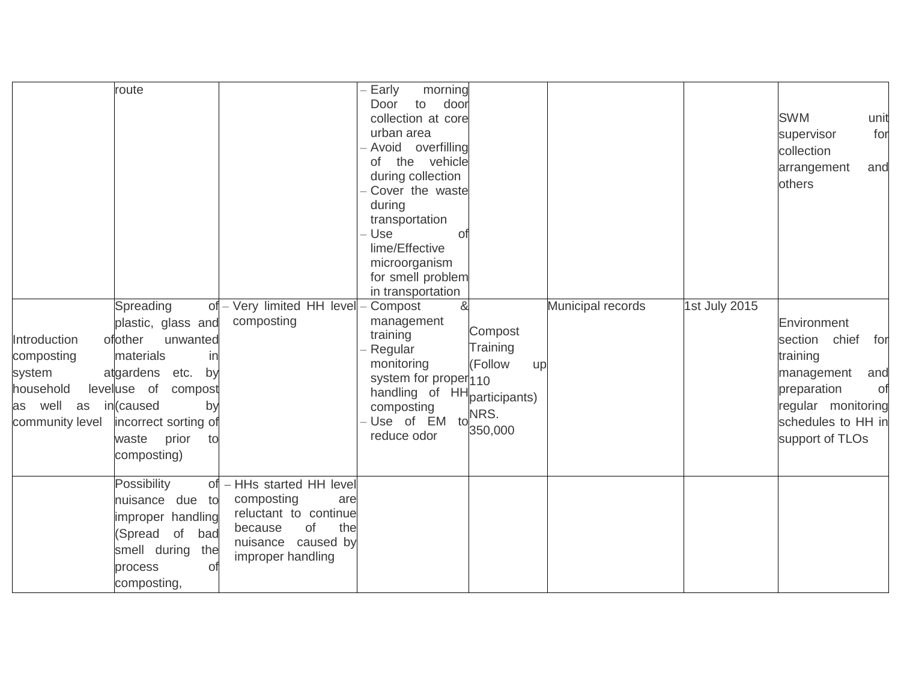| | | | | | | | |
|---|---|---|---|---|---|---|---|
| | route | | – Early morning Door to door collection at core urban area<br>– Avoid overfilling of the vehicle during collection<br>– Cover the waste during transportation<br>– Use of lime/Effective microorganism for smell problem in transportation | | | | SWM unit supervisor for collection arrangement and others |
| Introduction of composting system at household level as well as in community level | Spreading of plastic, glass and other unwanted materials in gardens etc. by use of compost (caused by incorrect sorting of waste prior to composting) | – Very limited HH level composting | – Compost & management training<br>– Regular monitoring system for proper handling of HH composting<br>– Use of EM to reduce odor | Compost Training (Follow up 110 participants) NRS. 350,000 | Municipal records | 1st July 2015 | Environment section chief for training management and preparation of regular monitoring schedules to HH in support of TLOs |
| | Possibility of nuisance due to improper handling (Spread of bad smell during the process of composting, | – HHs started HH level composting are reluctant to continue because of the nuisance caused by improper handling | | | | | |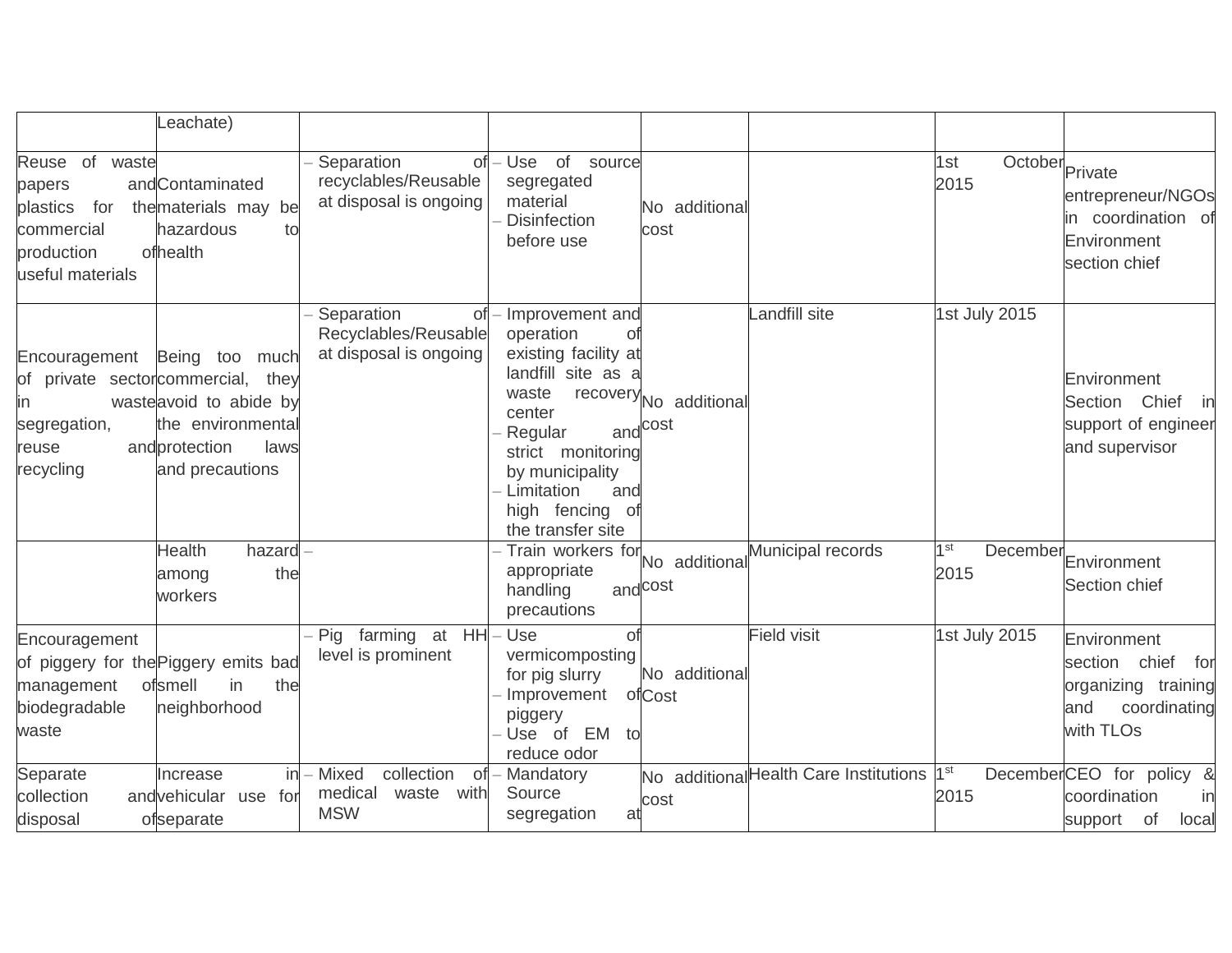| | | | | | | | |
|---|---|---|---|---|---|---|---|
| | Leachate) | | | | | | |
| Reuse of waste papers and plastics for the commercial production of useful materials | Contaminated materials may be hazardous to health | – Separation of recyclables/Reusable at disposal is ongoing | – Use of source segregated material<br>– Disinfection before use | No additional cost | | 1st October 2015 | Private entrepreneur/NGOs in coordination of Environment section chief |
| Encouragement of private sector in waste segregation, reuse and recycling | Being too much commercial, they avoid to abide by the environmental protection laws and precautions | – Separation of Recyclables/Reusable at disposal is ongoing | – Improvement and operation of existing facility at landfill site as a waste recovery center<br>– Regular and strict monitoring by municipality<br>– Limitation and high fencing of the transfer site | No additional cost | Landfill site | 1st July 2015 | Environment Section Chief in support of engineer and supervisor |
| | Health hazard among the workers | – | – Train workers for appropriate handling and precautions | No additional cost | Municipal records | 1st December 2015 | Environment Section chief |
| Encouragement of piggery for the management of biodegradable waste | Piggery emits bad smell in the neighborhood | – Pig farming at HH level is prominent | – Use of vermicomposting for pig slurry<br>– Improvement of piggery<br>– Use of EM to reduce odor | No additional Cost | Field visit | 1st July 2015 | Environment section chief for organizing training and coordinating with TLOs |
| Separate collection and disposal of | Increase in vehicular use for separate | – Mixed collection of medical waste with MSW | – Mandatory Source segregation at | No additional cost | Health Care Institutions | 1st December 2015 | CEO for policy & coordination in support of local |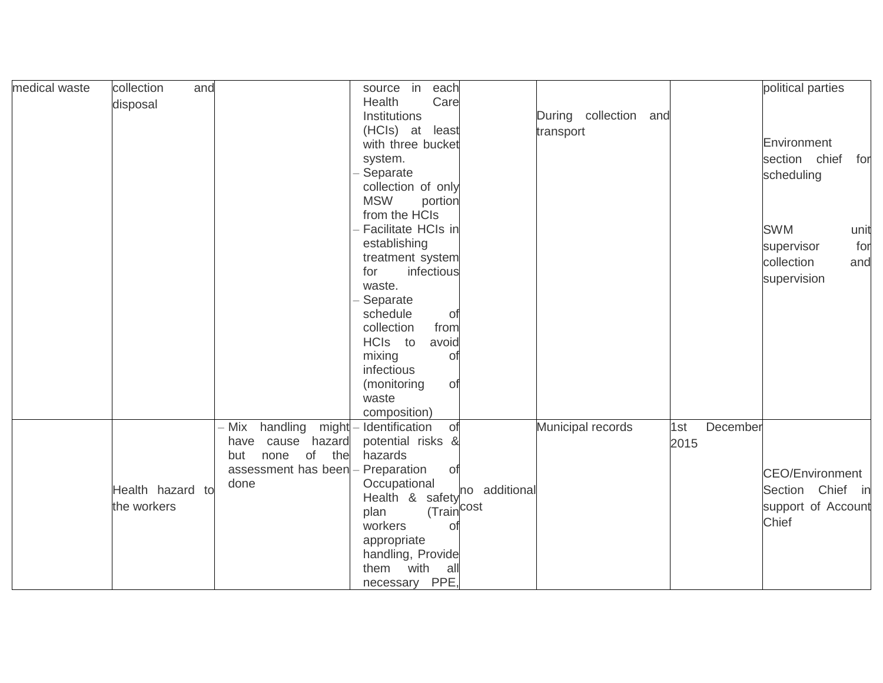| | | | | | | | |
|---|---|---|---|---|---|---|---|
| medical waste | collection and disposal | | source in each Health Care Institutions (HCIs) at least with three bucket system.<br>– Separate collection of only MSW portion from the HCIs<br>– Facilitate HCIs in establishing treatment system for infectious waste.<br>– Separate schedule of collection from HCIs to avoid mixing of infectious (monitoring of waste composition) | | During collection and transport | | political parties<br><br>Environment section chief for scheduling<br><br>SWM unit supervisor for collection and supervision |
| | Health hazard to the workers | – Mix handling might have cause hazard but none of the assessment has been done | – Identification of potential risks & hazards<br>– Preparation of Occupational Health & safety plan (Train workers of appropriate handling, Provide them with all necessary PPE, | no additional cost | Municipal records | 1st December 2015 | CEO/Environment Section Chief in support of Account Chief |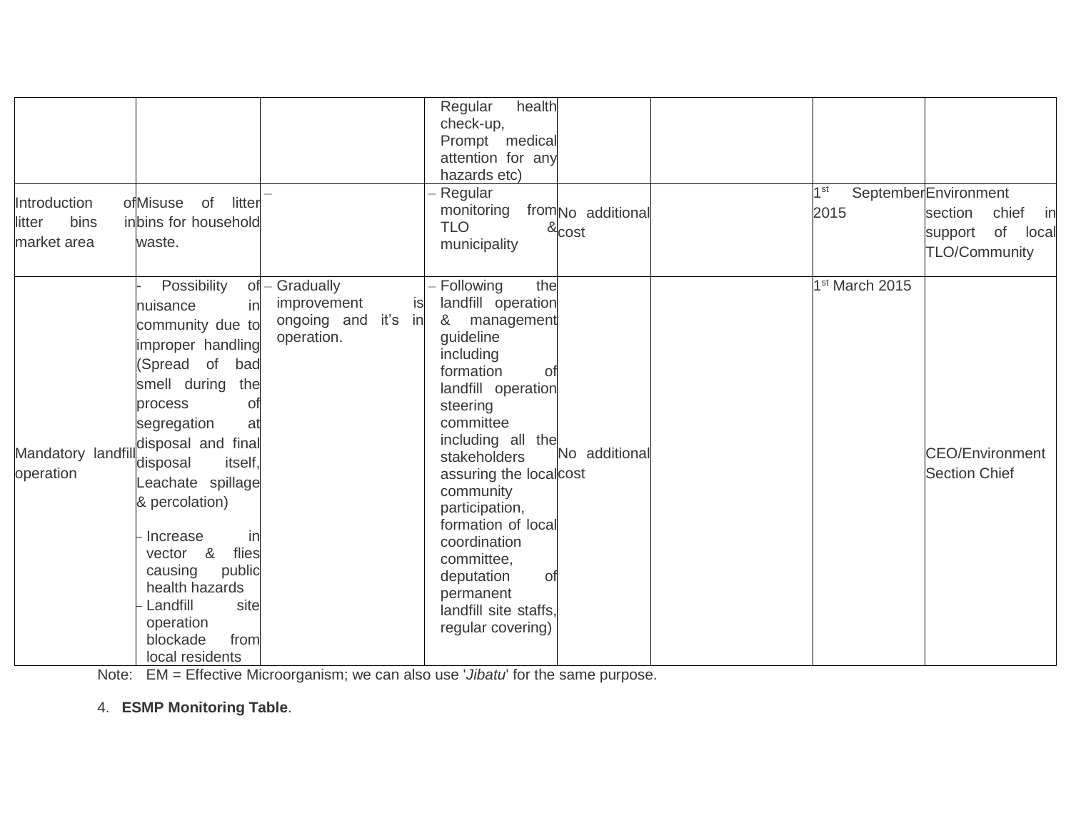| | | | | | | | |
|---|---|---|---|---|---|---|---|
| | | | Regular health check-up, Prompt medical attention for any hazards etc) | | | | |
| Introduction of litter bins in market area | Misuse of litter bins for household waste. | – | – Regular monitoring from TLO & municipality | No additional cost | | 1st September 2015 | Environment section chief in support of local TLO/Community |
| Mandatory landfill operation | - Possibility of nuisance in community due to improper handling (Spread of bad smell during the process of segregation at disposal and final disposal itself, Leachate spillage & percolation)<br><br>– Increase in vector & flies causing public health hazards<br>– Landfill site operation blockade from local residents | – Gradually improvement is ongoing and it's in operation. | – Following the landfill operation & management guideline including formation of landfill operation steering committee including all the stakeholders assuring the local community participation, formation of local coordination committee, deputation of permanent landfill site staffs, regular covering) | No additional cost | | 1st March 2015 | CEO/Environment Section Chief |

Note: EM = Effective Microorganism; we can also use '*Jibatu*' for the same purpose.

4. **ESMP Monitoring Table**.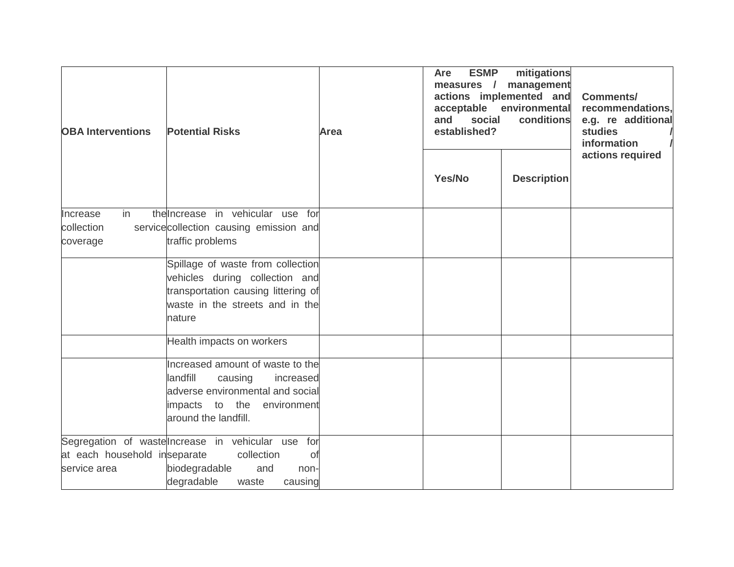| OBA Interventions | Potential Risks | Area | Are ESMP mitigations measures / management actions implemented and acceptable environmental and social conditions established? | | Comments/ recommendations, e.g. re additional studies / information / actions required |
|---|---|---|---|---|---|
| | | | Yes/No | Description | |
| Increase in the collection service coverage | Increase in vehicular use for collection causing emission and traffic problems | | | | |
| | Spillage of waste from collection vehicles during collection and transportation causing littering of waste in the streets and in the nature | | | | |
| | Health impacts on workers | | | | |
| | Increased amount of waste to the landfill causing increased adverse environmental and social impacts to the environment around the landfill. | | | | |
| Segregation of waste at each household in service area | Increase in vehicular use for separate collection of biodegradable and non-degradable waste causing | | | | |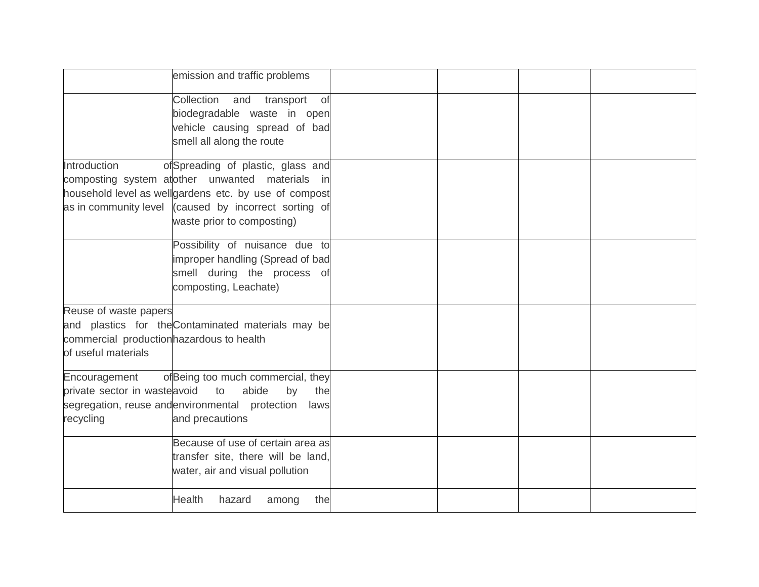| | | | | | |
|---|---|---|---|---|---|
| | emission and traffic problems | | | | |
| | Collection and transport of biodegradable waste in open vehicle causing spread of bad smell all along the route | | | | |
| Introduction of composting system at household level as well as in community level | Spreading of plastic, glass and other unwanted materials in gardens etc. by use of compost (caused by incorrect sorting of waste prior to composting) | | | | |
| | Possibility of nuisance due to improper handling (Spread of bad smell during the process of composting, Leachate) | | | | |
| Reuse of waste papers and plastics for the commercial production of useful materials | Contaminated materials may be hazardous to health | | | | |
| Encouragement of private sector in waste segregation, reuse and recycling | Being too much commercial, they avoid to abide by the environmental protection laws and precautions | | | | |
| | Because of use of certain area as transfer site, there will be land, water, air and visual pollution | | | | |
| | Health hazard among the | | | | |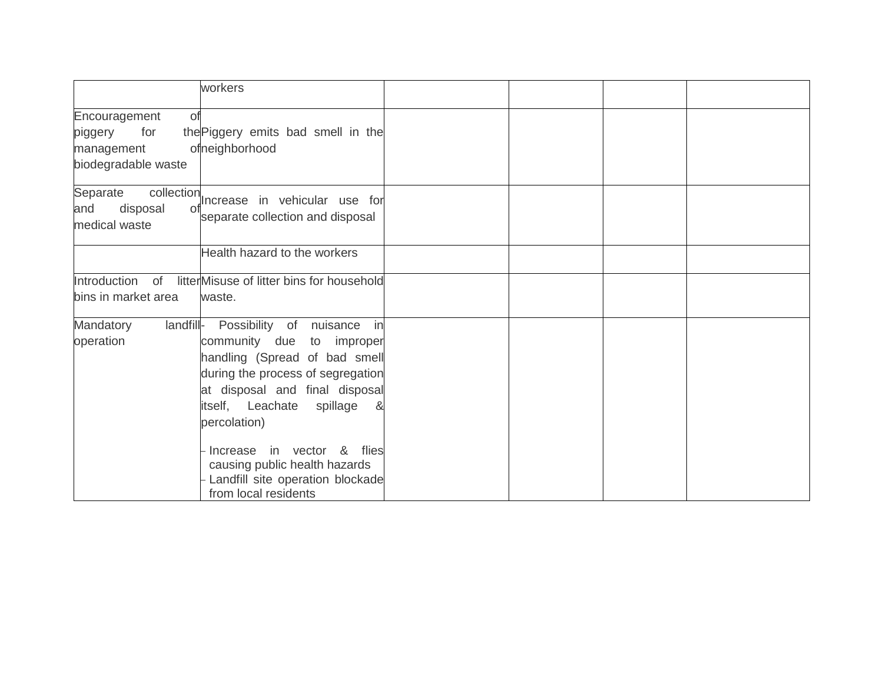| | | | | | |
|---|---|---|---|---|---|
| | workers | | | | |
| Encouragement of piggery for the management of biodegradable waste | Piggery emits bad smell in the neighborhood | | | | |
| Separate collection and disposal of medical waste | Increase in vehicular use for separate collection and disposal | | | | |
| | Health hazard to the workers | | | | |
| Introduction of litter bins in market area | Misuse of litter bins for household waste. | | | | |
| Mandatory landfill operation | - Possibility of nuisance in community due to improper handling (Spread of bad smell during the process of segregation at disposal and final disposal itself, Leachate spillage & percolation)<br>- Increase in vector & flies causing public health hazards<br>- Landfill site operation blockade from local residents | | | | |